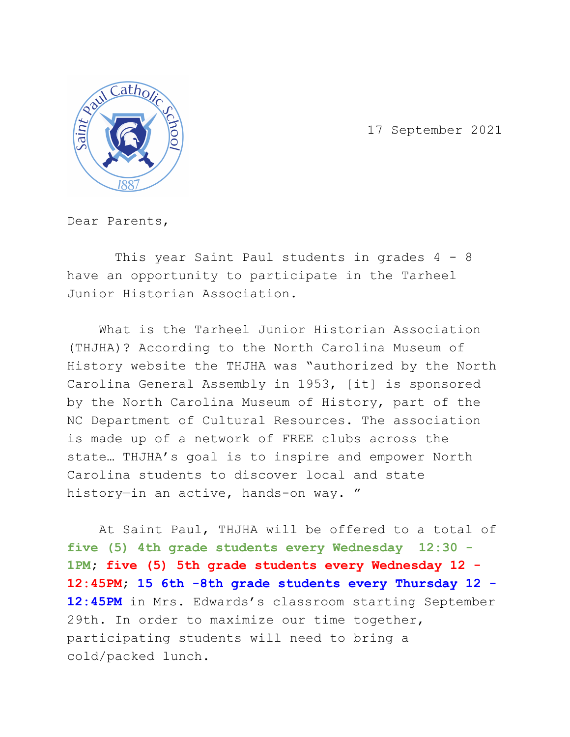17 September 2021

Dear Parents,

This year Saint Paul students in grades 4 - 8 have an opportunity to participate in the Tarheel Junior Historian Association.

What is the Tarheel Junior Historian Association (THJHA)? According to the North Carolina Museum of History website the THJHA was "authorized by the North Carolina General Assembly in 1953, [it] is sponsored by the North Carolina Museum of History, part of the NC Department of Cultural Resources. The association is made up of a network of FREE clubs across the state… THJHA's goal is to inspire and empower North Carolina students to discover local and state history—in an active, hands-on way. "

At Saint Paul, THJHA will be offered to a total of **five (5) 4th grade students every Wednesday 12:30 - 1PM**; **five (5) 5th grade students every Wednesday 12 - 12:45PM**; **15 6th -8th grade students every Thursday 12 - 12:45PM** in Mrs. Edwards's classroom starting September 29th. In order to maximize our time together, participating students will need to bring a cold/packed lunch.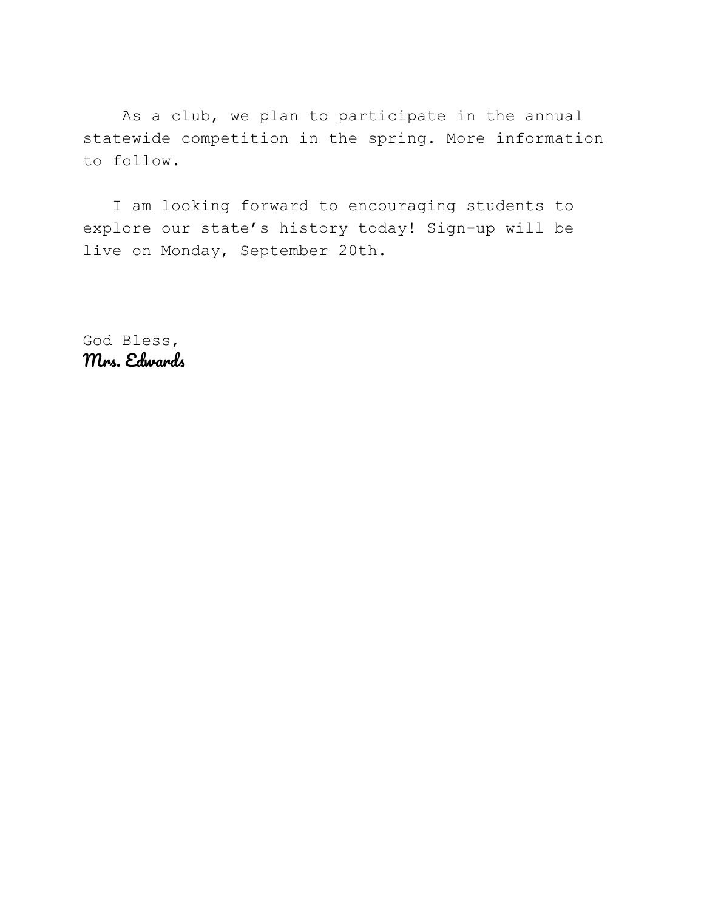As a club, we plan to participate in the annual statewide competition in the spring. More information to follow.

I am looking forward to encouraging students to explore our state's history today! Sign-up will be live on Monday, September 20th.

God Bless,
Mrs. Edwards